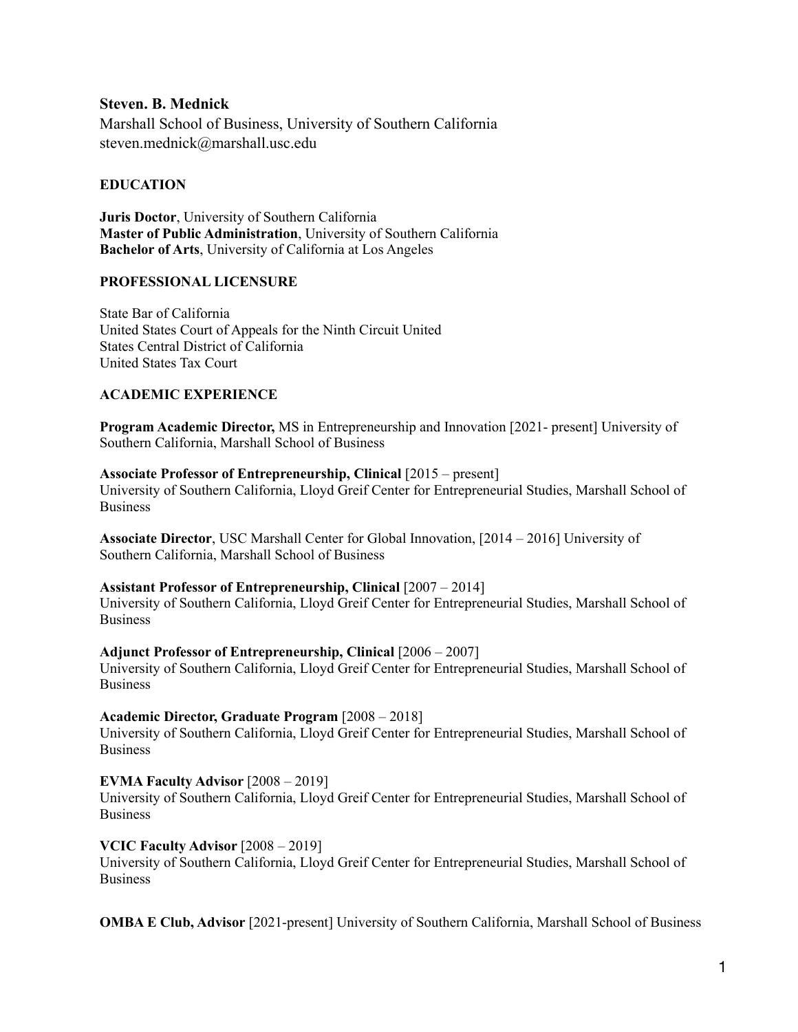**Steven. B. Mednick**

Marshall School of Business, University of Southern California
steven.mednick@marshall.usc.edu

## EDUCATION

**Juris Doctor**, University of Southern California
**Master of Public Administration**, University of Southern California
**Bachelor of Arts**, University of California at Los Angeles

## PROFESSIONAL LICENSURE

State Bar of California
United States Court of Appeals for the Ninth Circuit United
States Central District of California
United States Tax Court

## ACADEMIC EXPERIENCE

**Program Academic Director,** MS in Entrepreneurship and Innovation [2021- present] University of Southern California, Marshall School of Business

**Associate Professor of Entrepreneurship, Clinical** [2015 – present]
University of Southern California, Lloyd Greif Center for Entrepreneurial Studies, Marshall School of Business

**Associate Director**, USC Marshall Center for Global Innovation, [2014 – 2016] University of Southern California, Marshall School of Business

**Assistant Professor of Entrepreneurship, Clinical** [2007 – 2014]
University of Southern California, Lloyd Greif Center for Entrepreneurial Studies, Marshall School of Business

**Adjunct Professor of Entrepreneurship, Clinical** [2006 – 2007]
University of Southern California, Lloyd Greif Center for Entrepreneurial Studies, Marshall School of Business

**Academic Director, Graduate Program** [2008 – 2018]
University of Southern California, Lloyd Greif Center for Entrepreneurial Studies, Marshall School of Business

**EVMA Faculty Advisor** [2008 – 2019]
University of Southern California, Lloyd Greif Center for Entrepreneurial Studies, Marshall School of Business

**VCIC Faculty Advisor** [2008 – 2019]
University of Southern California, Lloyd Greif Center for Entrepreneurial Studies, Marshall School of Business

**OMBA E Club, Advisor** [2021-present] University of Southern California, Marshall School of Business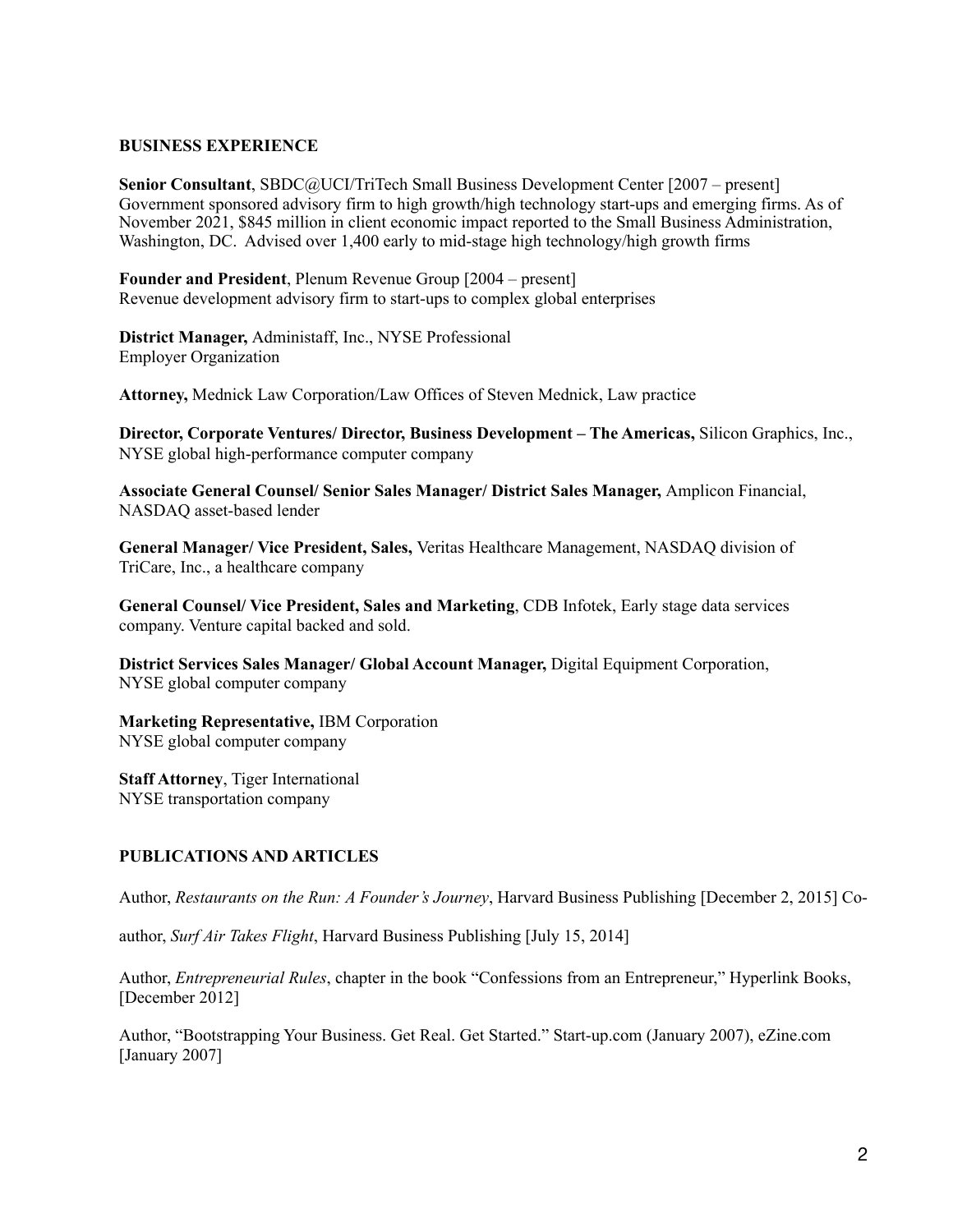## BUSINESS EXPERIENCE

**Senior Consultant**, SBDC@UCI/TriTech Small Business Development Center [2007 – present]
Government sponsored advisory firm to high growth/high technology start-ups and emerging firms. As of November 2021, $845 million in client economic impact reported to the Small Business Administration, Washington, DC. Advised over 1,400 early to mid-stage high technology/high growth firms

**Founder and President**, Plenum Revenue Group [2004 – present]
Revenue development advisory firm to start-ups to complex global enterprises

**District Manager,** Administaff, Inc., NYSE Professional Employer Organization

**Attorney,** Mednick Law Corporation/Law Offices of Steven Mednick, Law practice

**Director, Corporate Ventures/ Director, Business Development – The Americas,** Silicon Graphics, Inc., NYSE global high-performance computer company

**Associate General Counsel/ Senior Sales Manager/ District Sales Manager,** Amplicon Financial, NASDAQ asset-based lender

**General Manager/ Vice President, Sales,** Veritas Healthcare Management, NASDAQ division of TriCare, Inc., a healthcare company

**General Counsel/ Vice President, Sales and Marketing**, CDB Infotek, Early stage data services company. Venture capital backed and sold.

**District Services Sales Manager/ Global Account Manager,** Digital Equipment Corporation, NYSE global computer company

**Marketing Representative,** IBM Corporation
NYSE global computer company

**Staff Attorney**, Tiger International
NYSE transportation company

## PUBLICATIONS AND ARTICLES

Author, *Restaurants on the Run: A Founder's Journey*, Harvard Business Publishing [December 2, 2015]

Co-author, *Surf Air Takes Flight*, Harvard Business Publishing [July 15, 2014]

Author, *Entrepreneurial Rules*, chapter in the book "Confessions from an Entrepreneur," Hyperlink Books, [December 2012]

Author, "Bootstrapping Your Business. Get Real. Get Started." Start-up.com (January 2007), eZine.com [January 2007]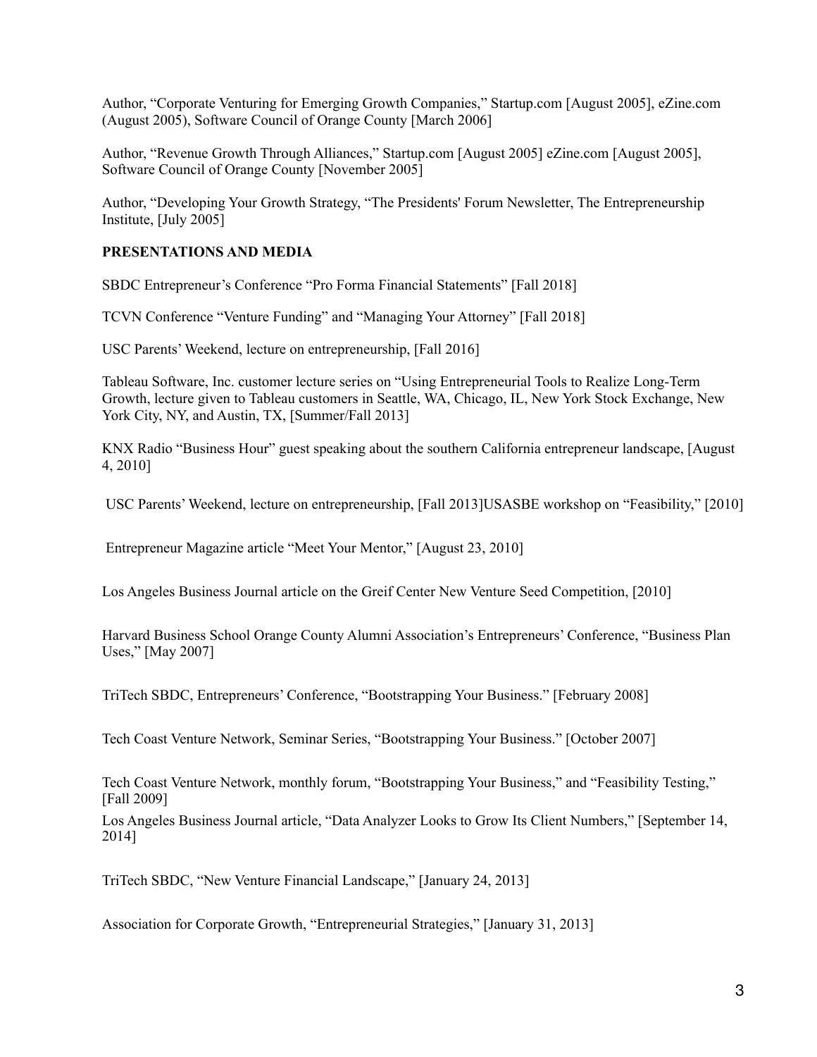Author, "Corporate Venturing for Emerging Growth Companies," Startup.com [August 2005], eZine.com (August 2005), Software Council of Orange County [March 2006]

Author, "Revenue Growth Through Alliances," Startup.com [August 2005] eZine.com [August 2005], Software Council of Orange County [November 2005]

Author, "Developing Your Growth Strategy, "The Presidents' Forum Newsletter, The Entrepreneurship Institute, [July 2005]

**PRESENTATIONS AND MEDIA**

SBDC Entrepreneur's Conference "Pro Forma Financial Statements" [Fall 2018]

TCVN Conference "Venture Funding" and "Managing Your Attorney" [Fall 2018]

USC Parents' Weekend, lecture on entrepreneurship, [Fall 2016]

Tableau Software, Inc. customer lecture series on "Using Entrepreneurial Tools to Realize Long-Term Growth, lecture given to Tableau customers in Seattle, WA, Chicago, IL, New York Stock Exchange, New York City, NY, and Austin, TX, [Summer/Fall 2013]

KNX Radio "Business Hour" guest speaking about the southern California entrepreneur landscape, [August 4, 2010]

USC Parents' Weekend, lecture on entrepreneurship, [Fall 2013]USASBE workshop on "Feasibility," [2010]

Entrepreneur Magazine article "Meet Your Mentor," [August 23, 2010]

Los Angeles Business Journal article on the Greif Center New Venture Seed Competition, [2010]

Harvard Business School Orange County Alumni Association's Entrepreneurs' Conference, "Business Plan Uses," [May 2007]

TriTech SBDC, Entrepreneurs' Conference, "Bootstrapping Your Business." [February 2008]

Tech Coast Venture Network, Seminar Series, "Bootstrapping Your Business." [October 2007]

Tech Coast Venture Network, monthly forum, "Bootstrapping Your Business," and "Feasibility Testing," [Fall 2009]

Los Angeles Business Journal article, "Data Analyzer Looks to Grow Its Client Numbers," [September 14, 2014]

TriTech SBDC, "New Venture Financial Landscape," [January 24, 2013]

Association for Corporate Growth, "Entrepreneurial Strategies," [January 31, 2013]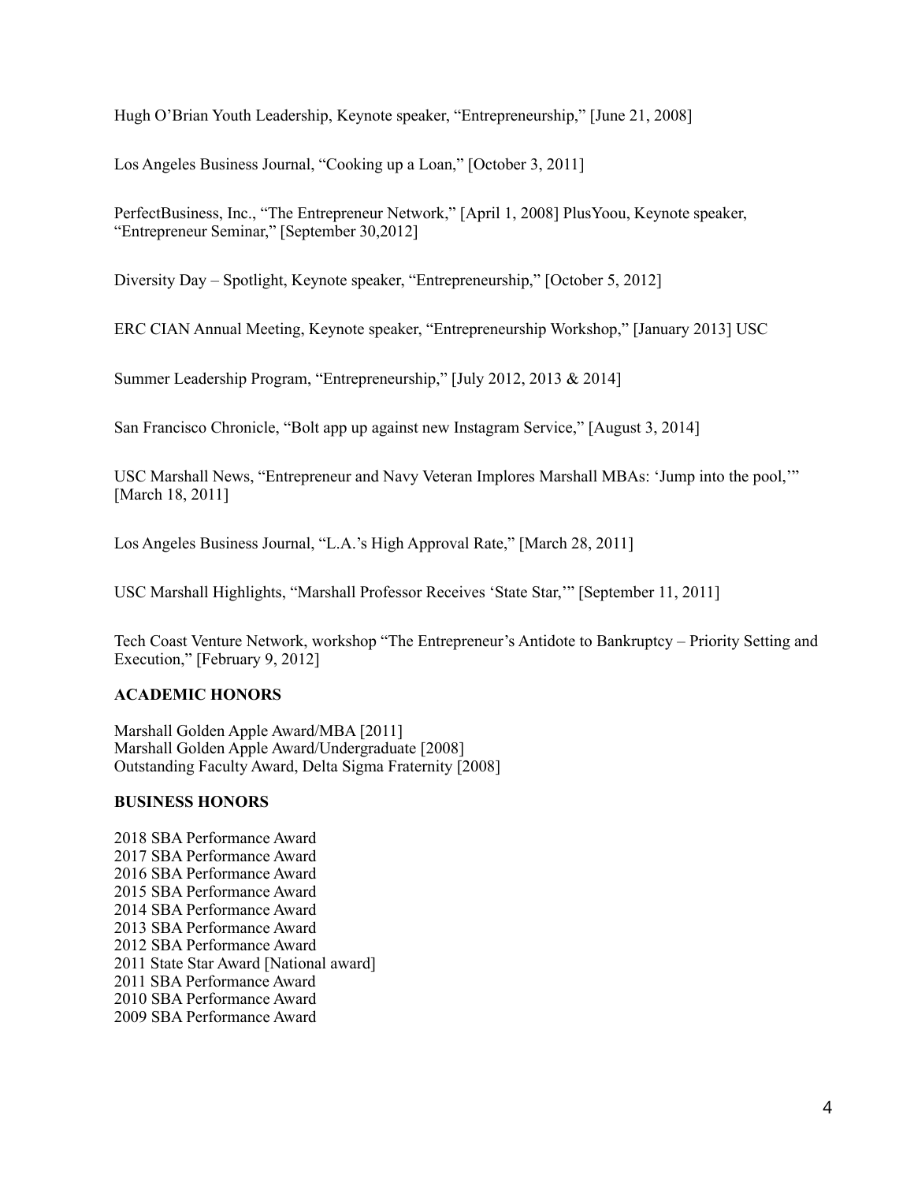Hugh O'Brian Youth Leadership, Keynote speaker, "Entrepreneurship," [June 21, 2008]

Los Angeles Business Journal, "Cooking up a Loan," [October 3, 2011]

PerfectBusiness, Inc., "The Entrepreneur Network," [April 1, 2008] PlusYoou, Keynote speaker, "Entrepreneur Seminar," [September 30,2012]

Diversity Day – Spotlight, Keynote speaker, "Entrepreneurship," [October 5, 2012]

ERC CIAN Annual Meeting, Keynote speaker, "Entrepreneurship Workshop," [January 2013] USC

Summer Leadership Program, "Entrepreneurship," [July 2012, 2013 & 2014]

San Francisco Chronicle, "Bolt app up against new Instagram Service," [August 3, 2014]

USC Marshall News, "Entrepreneur and Navy Veteran Implores Marshall MBAs: 'Jump into the pool,'" [March 18, 2011]

Los Angeles Business Journal, "L.A.'s High Approval Rate," [March 28, 2011]

USC Marshall Highlights, "Marshall Professor Receives 'State Star,'" [September 11, 2011]

Tech Coast Venture Network, workshop "The Entrepreneur's Antidote to Bankruptcy – Priority Setting and Execution," [February 9, 2012]

**ACADEMIC HONORS**

Marshall Golden Apple Award/MBA [2011]
Marshall Golden Apple Award/Undergraduate [2008]
Outstanding Faculty Award, Delta Sigma Fraternity [2008]

**BUSINESS HONORS**

2018 SBA Performance Award
2017 SBA Performance Award
2016 SBA Performance Award
2015 SBA Performance Award
2014 SBA Performance Award
2013 SBA Performance Award
2012 SBA Performance Award
2011 State Star Award [National award]
2011 SBA Performance Award
2010 SBA Performance Award
2009 SBA Performance Award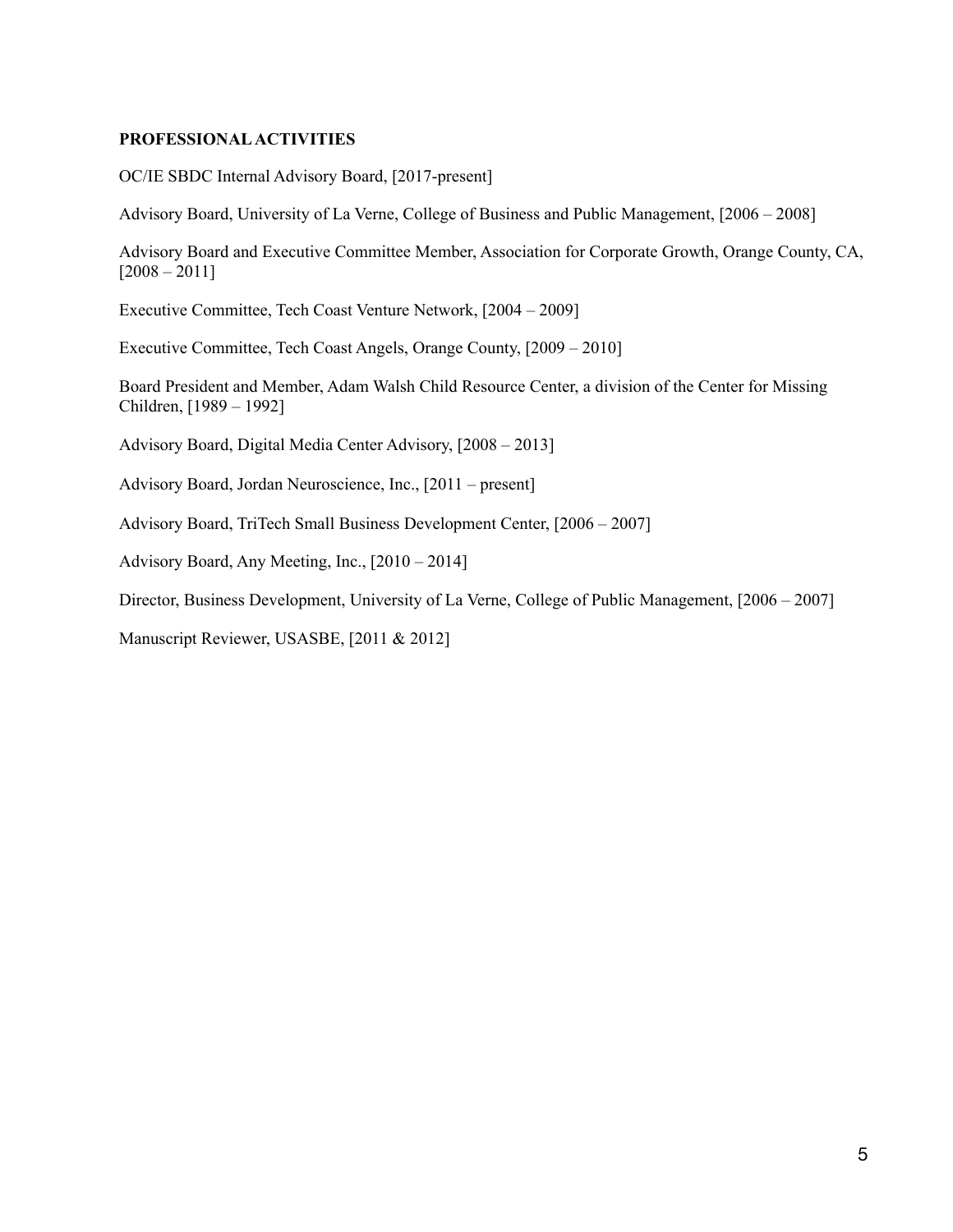**PROFESSIONAL ACTIVITIES**

OC/IE SBDC Internal Advisory Board, [2017-present]

Advisory Board, University of La Verne, College of Business and Public Management, [2006 – 2008]

Advisory Board and Executive Committee Member, Association for Corporate Growth, Orange County, CA, [2008 – 2011]

Executive Committee, Tech Coast Venture Network, [2004 – 2009]

Executive Committee, Tech Coast Angels, Orange County, [2009 – 2010]

Board President and Member, Adam Walsh Child Resource Center, a division of the Center for Missing Children, [1989 – 1992]

Advisory Board, Digital Media Center Advisory, [2008 – 2013]

Advisory Board, Jordan Neuroscience, Inc., [2011 – present]

Advisory Board, TriTech Small Business Development Center, [2006 – 2007]

Advisory Board, Any Meeting, Inc., [2010 – 2014]

Director, Business Development, University of La Verne, College of Public Management, [2006 – 2007]

Manuscript Reviewer, USASBE, [2011 & 2012]